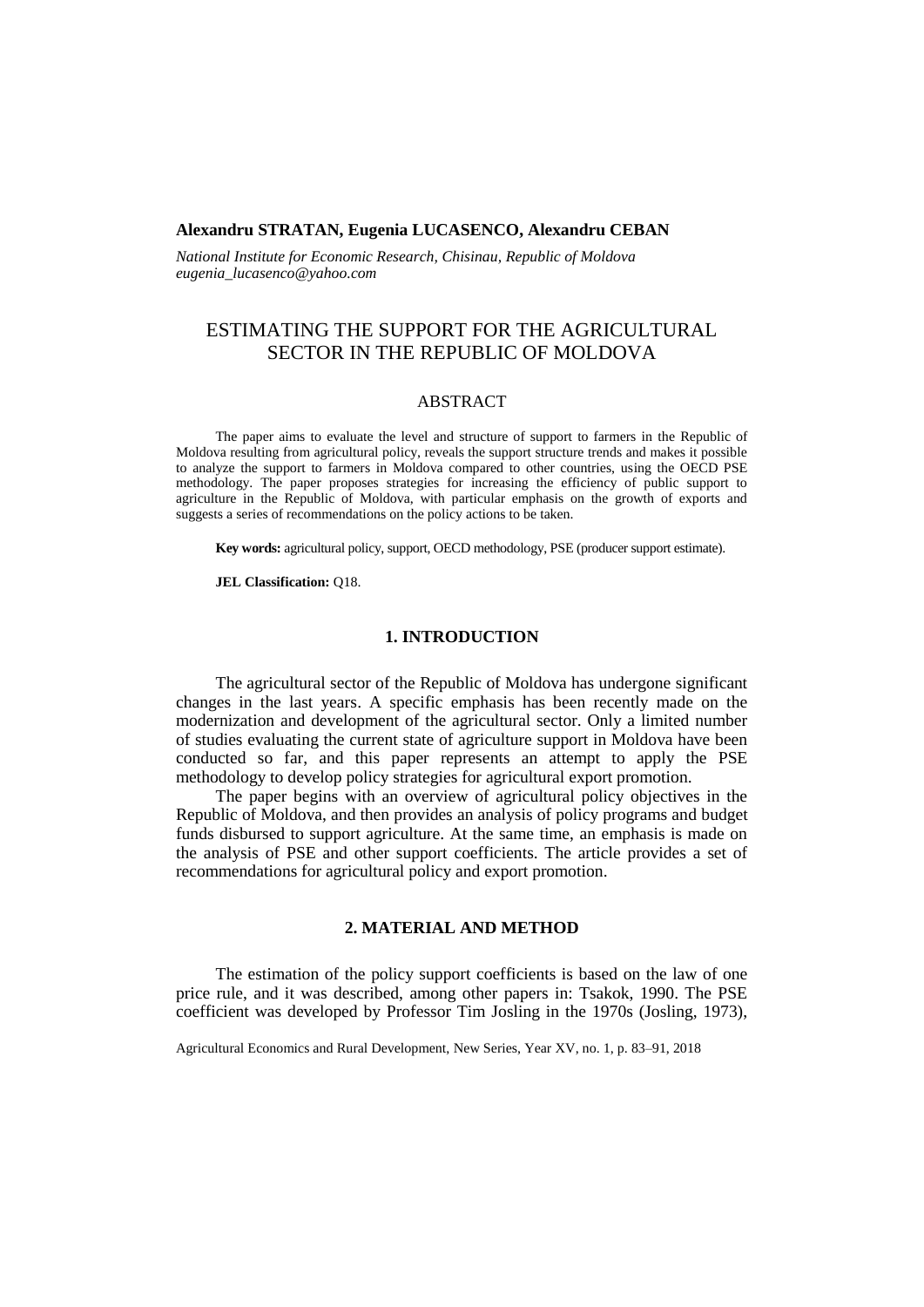**Alexandru STRATAN, Eugenia LUCASENCO, Alexandru CEBAN**

*National Institute for Economic Research, Chisinau, Republic of Moldova*
*eugenia_lucasenco@yahoo.com*

# ESTIMATING THE SUPPORT FOR THE AGRICULTURAL SECTOR IN THE REPUBLIC OF MOLDOVA

## ABSTRACT

The paper aims to evaluate the level and structure of support to farmers in the Republic of Moldova resulting from agricultural policy, reveals the support structure trends and makes it possible to analyze the support to farmers in Moldova compared to other countries, using the OECD PSE methodology. The paper proposes strategies for increasing the efficiency of public support to agriculture in the Republic of Moldova, with particular emphasis on the growth of exports and suggests a series of recommendations on the policy actions to be taken.

**Key words:** agricultural policy, support, OECD methodology, PSE (producer support estimate).

**JEL Classification:** Q18.

## 1. INTRODUCTION

The agricultural sector of the Republic of Moldova has undergone significant changes in the last years. A specific emphasis has been recently made on the modernization and development of the agricultural sector. Only a limited number of studies evaluating the current state of agriculture support in Moldova have been conducted so far, and this paper represents an attempt to apply the PSE methodology to develop policy strategies for agricultural export promotion.

The paper begins with an overview of agricultural policy objectives in the Republic of Moldova, and then provides an analysis of policy programs and budget funds disbursed to support agriculture. At the same time, an emphasis is made on the analysis of PSE and other support coefficients. The article provides a set of recommendations for agricultural policy and export promotion.

## 2. MATERIAL AND METHOD

The estimation of the policy support coefficients is based on the law of one price rule, and it was described, among other papers in: Tsakok, 1990. The PSE coefficient was developed by Professor Tim Josling in the 1970s (Josling, 1973),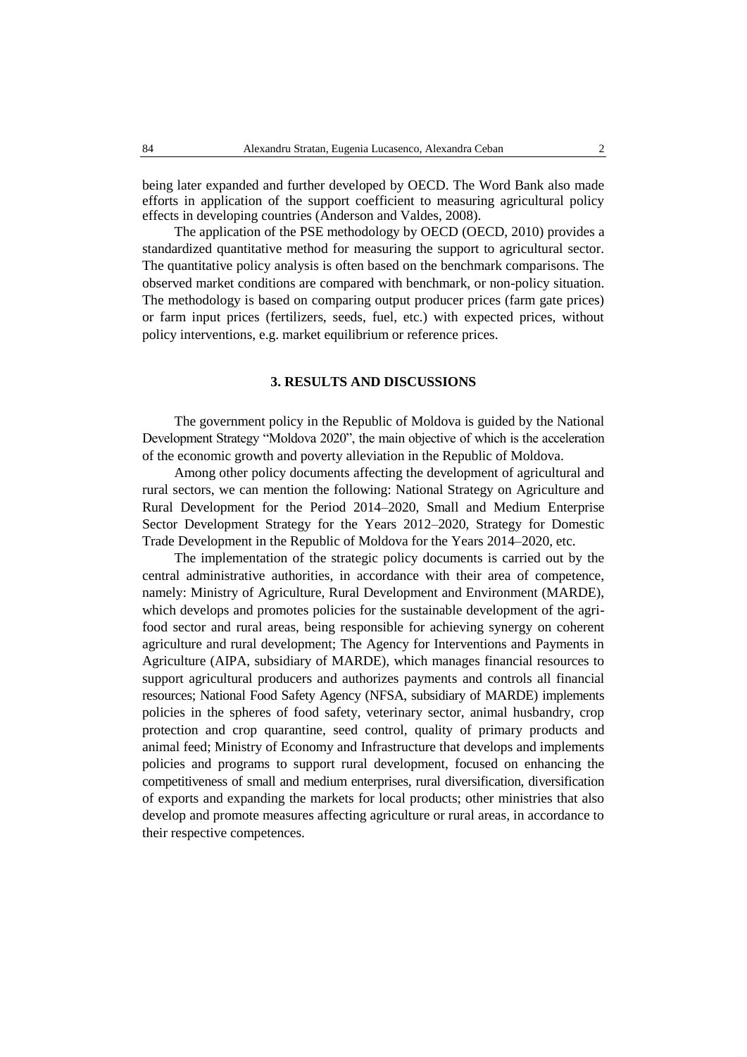being later expanded and further developed by OECD. The Word Bank also made efforts in application of the support coefficient to measuring agricultural policy effects in developing countries (Anderson and Valdes, 2008).

The application of the PSE methodology by OECD (OECD, 2010) provides a standardized quantitative method for measuring the support to agricultural sector. The quantitative policy analysis is often based on the benchmark comparisons. The observed market conditions are compared with benchmark, or non-policy situation. The methodology is based on comparing output producer prices (farm gate prices) or farm input prices (fertilizers, seeds, fuel, etc.) with expected prices, without policy interventions, e.g. market equilibrium or reference prices.

## 3. RESULTS AND DISCUSSIONS

The government policy in the Republic of Moldova is guided by the National Development Strategy "Moldova 2020", the main objective of which is the acceleration of the economic growth and poverty alleviation in the Republic of Moldova.

Among other policy documents affecting the development of agricultural and rural sectors, we can mention the following: National Strategy on Agriculture and Rural Development for the Period 2014–2020, Small and Medium Enterprise Sector Development Strategy for the Years 2012–2020, Strategy for Domestic Trade Development in the Republic of Moldova for the Years 2014–2020, etc.

The implementation of the strategic policy documents is carried out by the central administrative authorities, in accordance with their area of competence, namely: Ministry of Agriculture, Rural Development and Environment (MARDE), which develops and promotes policies for the sustainable development of the agri-food sector and rural areas, being responsible for achieving synergy on coherent agriculture and rural development; The Agency for Interventions and Payments in Agriculture (AIPA, subsidiary of MARDE), which manages financial resources to support agricultural producers and authorizes payments and controls all financial resources; National Food Safety Agency (NFSA, subsidiary of MARDE) implements policies in the spheres of food safety, veterinary sector, animal husbandry, crop protection and crop quarantine, seed control, quality of primary products and animal feed; Ministry of Economy and Infrastructure that develops and implements policies and programs to support rural development, focused on enhancing the competitiveness of small and medium enterprises, rural diversification, diversification of exports and expanding the markets for local products; other ministries that also develop and promote measures affecting agriculture or rural areas, in accordance to their respective competences.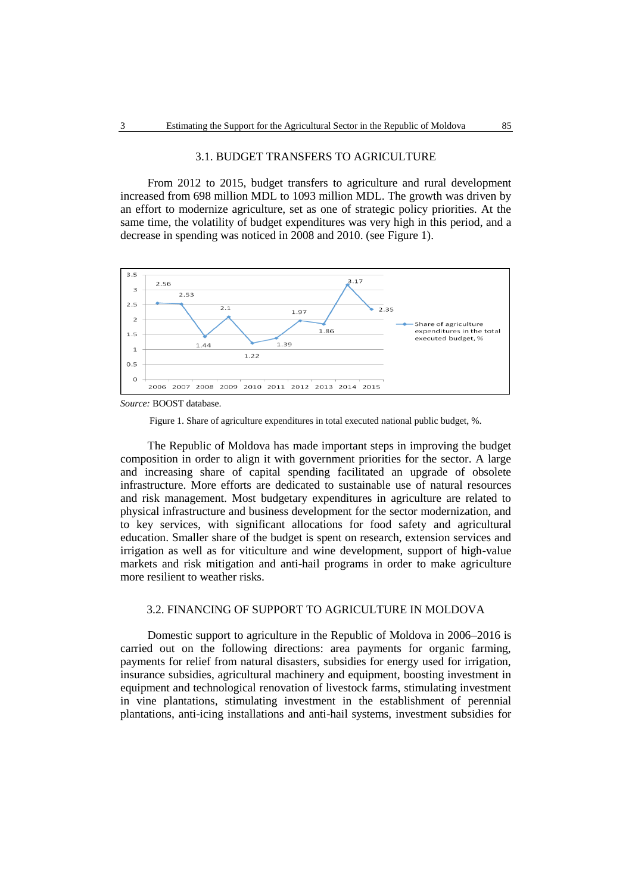## 3.1. BUDGET TRANSFERS TO AGRICULTURE

From 2012 to 2015, budget transfers to agriculture and rural development increased from 698 million MDL to 1093 million MDL. The growth was driven by an effort to modernize agriculture, set as one of strategic policy priorities. At the same time, the volatility of budget expenditures was very high in this period, and a decrease in spending was noticed in 2008 and 2010. (see Figure 1).

*Source:* BOOST database.

Figure 1. Share of agriculture expenditures in total executed national public budget, %.

The Republic of Moldova has made important steps in improving the budget composition in order to align it with government priorities for the sector. A large and increasing share of capital spending facilitated an upgrade of obsolete infrastructure. More efforts are dedicated to sustainable use of natural resources and risk management. Most budgetary expenditures in agriculture are related to physical infrastructure and business development for the sector modernization, and to key services, with significant allocations for food safety and agricultural education. Smaller share of the budget is spent on research, extension services and irrigation as well as for viticulture and wine development, support of high-value markets and risk mitigation and anti-hail programs in order to make agriculture more resilient to weather risks.

## 3.2. FINANCING OF SUPPORT TO AGRICULTURE IN MOLDOVA

Domestic support to agriculture in the Republic of Moldova in 2006–2016 is carried out on the following directions: area payments for organic farming, payments for relief from natural disasters, subsidies for energy used for irrigation, insurance subsidies, agricultural machinery and equipment, boosting investment in equipment and technological renovation of livestock farms, stimulating investment in vine plantations, stimulating investment in the establishment of perennial plantations, anti-icing installations and anti-hail systems, investment subsidies for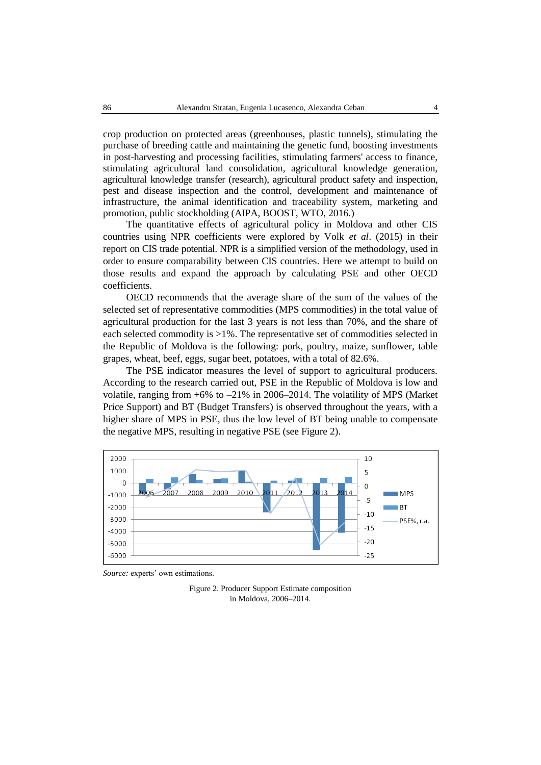crop production on protected areas (greenhouses, plastic tunnels), stimulating the purchase of breeding cattle and maintaining the genetic fund, boosting investments in post-harvesting and processing facilities, stimulating farmers' access to finance, stimulating agricultural land consolidation, agricultural knowledge generation, agricultural knowledge transfer (research), agricultural product safety and inspection, pest and disease inspection and the control, development and maintenance of infrastructure, the animal identification and traceability system, marketing and promotion, public stockholding (AIPA, BOOST, WTO, 2016.)

The quantitative effects of agricultural policy in Moldova and other CIS countries using NPR coefficients were explored by Volk *et al*. (2015) in their report on CIS trade potential. NPR is a simplified version of the methodology, used in order to ensure comparability between CIS countries. Here we attempt to build on those results and expand the approach by calculating PSE and other OECD coefficients.

OECD recommends that the average share of the sum of the values of the selected set of representative commodities (MPS commodities) in the total value of agricultural production for the last 3 years is not less than 70%, and the share of each selected commodity is >1%. The representative set of commodities selected in the Republic of Moldova is the following: pork, poultry, maize, sunflower, table grapes, wheat, beef, eggs, sugar beet, potatoes, with a total of 82.6%.

The PSE indicator measures the level of support to agricultural producers. According to the research carried out, PSE in the Republic of Moldova is low and volatile, ranging from +6% to –21% in 2006–2014. The volatility of MPS (Market Price Support) and BT (Budget Transfers) is observed throughout the years, with a higher share of MPS in PSE, thus the low level of BT being unable to compensate the negative MPS, resulting in negative PSE (see Figure 2).

*Source:* experts' own estimations.

Figure 2. Producer Support Estimate composition in Moldova, 2006–2014.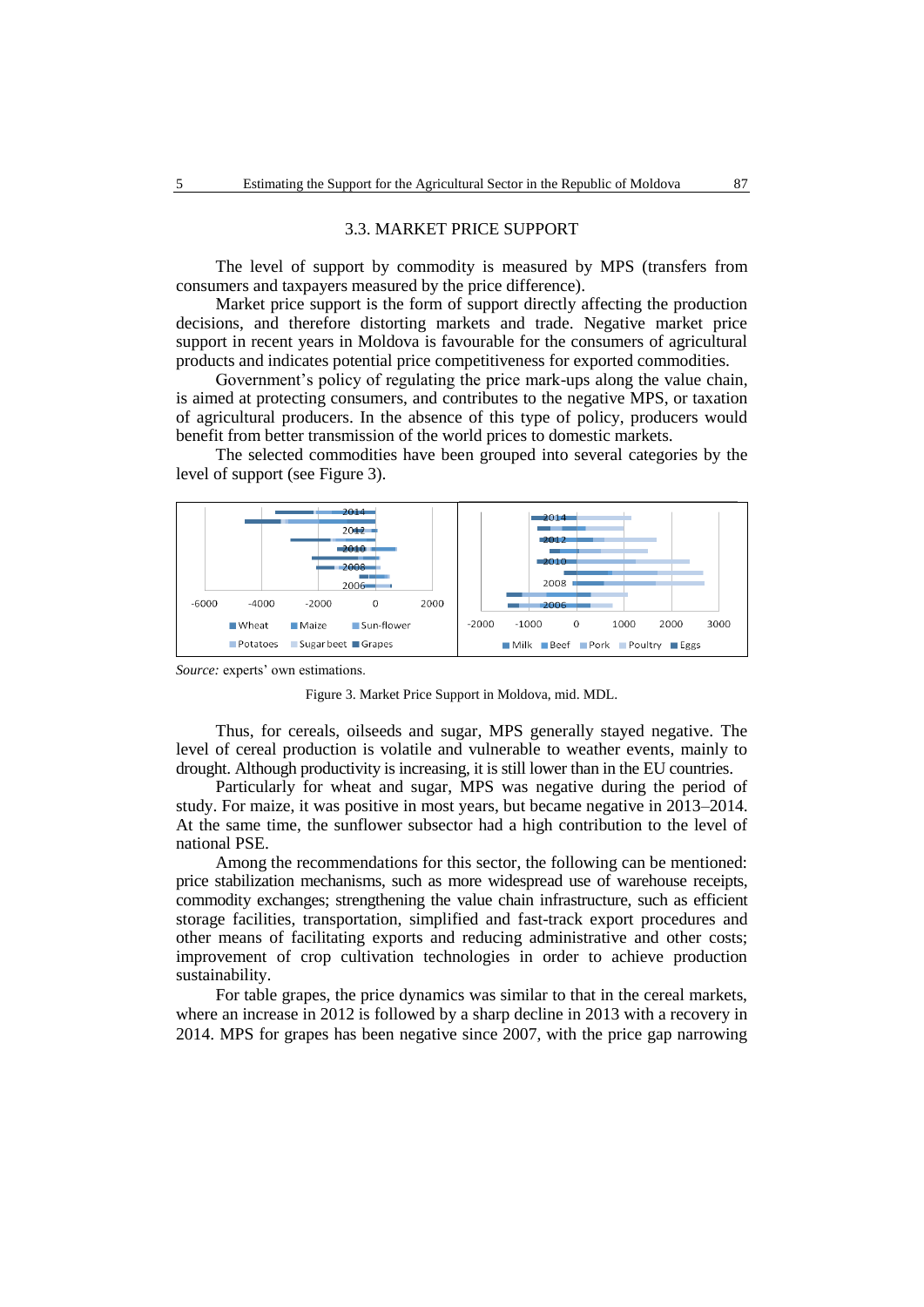### 3.3. MARKET PRICE SUPPORT

The level of support by commodity is measured by MPS (transfers from consumers and taxpayers measured by the price difference).

Market price support is the form of support directly affecting the production decisions, and therefore distorting markets and trade. Negative market price support in recent years in Moldova is favourable for the consumers of agricultural products and indicates potential price competitiveness for exported commodities.

Government's policy of regulating the price mark-ups along the value chain, is aimed at protecting consumers, and contributes to the negative MPS, or taxation of agricultural producers. In the absence of this type of policy, producers would benefit from better transmission of the world prices to domestic markets.

The selected commodities have been grouped into several categories by the level of support (see Figure 3).

*Source:* experts' own estimations.

Figure 3. Market Price Support in Moldova, mid. MDL.

Thus, for cereals, oilseeds and sugar, MPS generally stayed negative. The level of cereal production is volatile and vulnerable to weather events, mainly to drought. Although productivity is increasing, it is still lower than in the EU countries.

Particularly for wheat and sugar, MPS was negative during the period of study. For maize, it was positive in most years, but became negative in 2013–2014. At the same time, the sunflower subsector had a high contribution to the level of national PSE.

Among the recommendations for this sector, the following can be mentioned: price stabilization mechanisms, such as more widespread use of warehouse receipts, commodity exchanges; strengthening the value chain infrastructure, such as efficient storage facilities, transportation, simplified and fast-track export procedures and other means of facilitating exports and reducing administrative and other costs; improvement of crop cultivation technologies in order to achieve production sustainability.

For table grapes, the price dynamics was similar to that in the cereal markets, where an increase in 2012 is followed by a sharp decline in 2013 with a recovery in 2014. MPS for grapes has been negative since 2007, with the price gap narrowing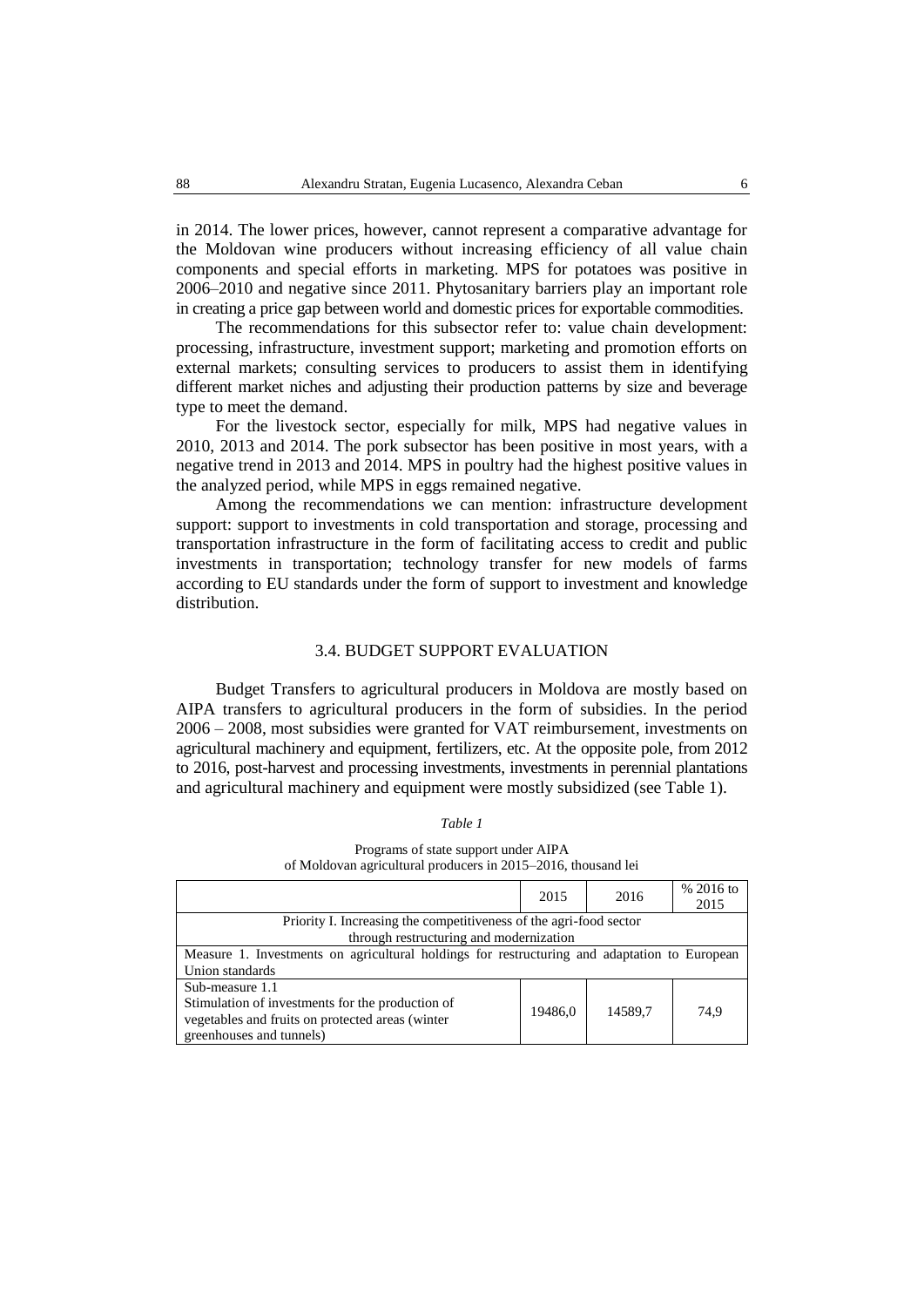in 2014. The lower prices, however, cannot represent a comparative advantage for the Moldovan wine producers without increasing efficiency of all value chain components and special efforts in marketing. MPS for potatoes was positive in 2006–2010 and negative since 2011. Phytosanitary barriers play an important role in creating a price gap between world and domestic prices for exportable commodities.

The recommendations for this subsector refer to: value chain development: processing, infrastructure, investment support; marketing and promotion efforts on external markets; consulting services to producers to assist them in identifying different market niches and adjusting their production patterns by size and beverage type to meet the demand.

For the livestock sector, especially for milk, MPS had negative values in 2010, 2013 and 2014. The pork subsector has been positive in most years, with a negative trend in 2013 and 2014. MPS in poultry had the highest positive values in the analyzed period, while MPS in eggs remained negative.

Among the recommendations we can mention: infrastructure development support: support to investments in cold transportation and storage, processing and transportation infrastructure in the form of facilitating access to credit and public investments in transportation; technology transfer for new models of farms according to EU standards under the form of support to investment and knowledge distribution.

### 3.4. BUDGET SUPPORT EVALUATION

Budget Transfers to agricultural producers in Moldova are mostly based on AIPA transfers to agricultural producers in the form of subsidies. In the period 2006 – 2008, most subsidies were granted for VAT reimbursement, investments on agricultural machinery and equipment, fertilizers, etc. At the opposite pole, from 2012 to 2016, post-harvest and processing investments, investments in perennial plantations and agricultural machinery and equipment were mostly subsidized (see Table 1).

*Table 1*

Programs of state support under AIPA
of Moldovan agricultural producers in 2015–2016, thousand lei

| | 2015 | 2016 | % 2016 to 2015 |
|---|---|---|---|
| Priority I. Increasing the competitiveness of the agri-food sector through restructuring and modernization | | | |
| Measure 1. Investments on agricultural holdings for restructuring and adaptation to European Union standards | | | |
| Sub-measure 1.1 Stimulation of investments for the production of vegetables and fruits on protected areas (winter greenhouses and tunnels) | 19486,0 | 14589,7 | 74,9 |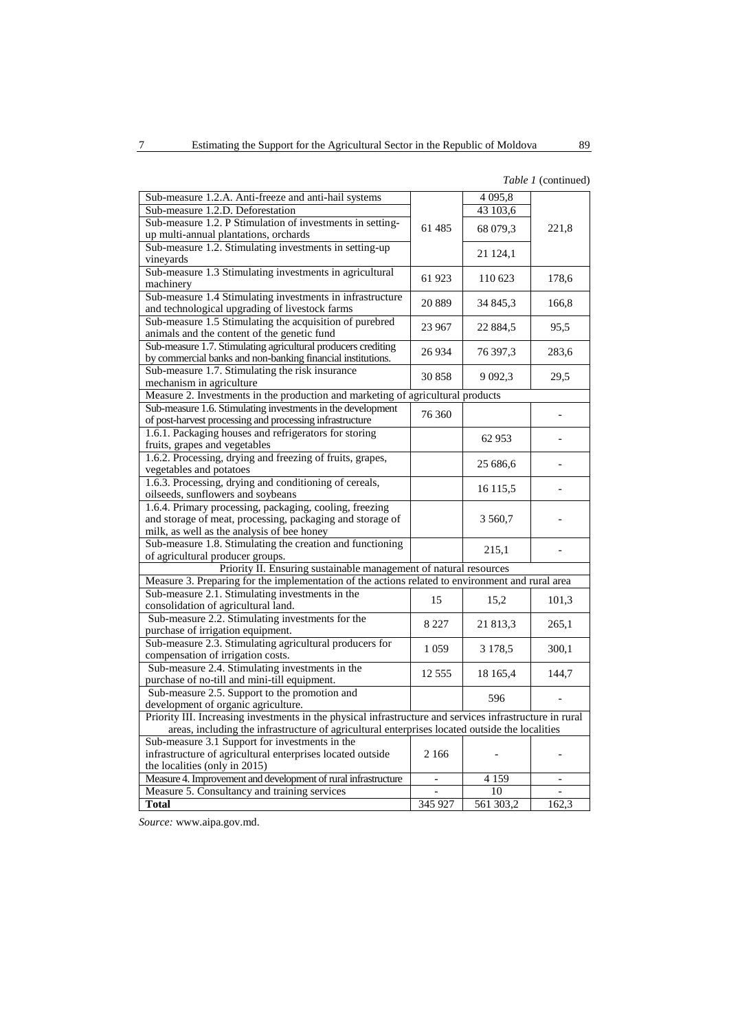*Table 1* (continued)

| | | | |
|---|---|---|---|
| Sub-measure 1.2.A. Anti-freeze and anti-hail systems | 61 485 | 4 095,8 | 221,8 |
| Sub-measure 1.2.D. Deforestation | | 43 103,6 | |
| Sub-measure 1.2. P Stimulation of investments in setting-up multi-annual plantations, orchards | | 68 079,3 | |
| Sub-measure 1.2. Stimulating investments in setting-up vineyards | | 21 124,1 | |
| Sub-measure 1.3 Stimulating investments in agricultural machinery | 61 923 | 110 623 | 178,6 |
| Sub-measure 1.4 Stimulating investments in infrastructure and technological upgrading of livestock farms | 20 889 | 34 845,3 | 166,8 |
| Sub-measure 1.5 Stimulating the acquisition of purebred animals and the content of the genetic fund | 23 967 | 22 884,5 | 95,5 |
| Sub-measure 1.7. Stimulating agricultural producers crediting by commercial banks and non-banking financial institutions. | 26 934 | 76 397,3 | 283,6 |
| Sub-measure 1.7. Stimulating the risk insurance mechanism in agriculture | 30 858 | 9 092,3 | 29,5 |
| Measure 2. Investments in the production and marketing of agricultural products | | | |
| Sub-measure 1.6. Stimulating investments in the development of post-harvest processing and processing infrastructure | 76 360 | | - |
| 1.6.1. Packaging houses and refrigerators for storing fruits, grapes and vegetables | | 62 953 | - |
| 1.6.2. Processing, drying and freezing of fruits, grapes, vegetables and potatoes | | 25 686,6 | - |
| 1.6.3. Processing, drying and conditioning of cereals, oilseeds, sunflowers and soybeans | | 16 115,5 | - |
| 1.6.4. Primary processing, packaging, cooling, freezing and storage of meat, processing, packaging and storage of milk, as well as the analysis of bee honey | | 3 560,7 | - |
| Sub-measure 1.8. Stimulating the creation and functioning of agricultural producer groups. | | 215,1 | - |
| Priority II. Ensuring sustainable management of natural resources | | | |
| Measure 3. Preparing for the implementation of the actions related to environment and rural area | | | |
| Sub-measure 2.1. Stimulating investments in the consolidation of agricultural land. | 15 | 15,2 | 101,3 |
| Sub-measure 2.2. Stimulating investments for the purchase of irrigation equipment. | 8 227 | 21 813,3 | 265,1 |
| Sub-measure 2.3. Stimulating agricultural producers for compensation of irrigation costs. | 1 059 | 3 178,5 | 300,1 |
| Sub-measure 2.4. Stimulating investments in the purchase of no-till and mini-till equipment. | 12 555 | 18 165,4 | 144,7 |
| Sub-measure 2.5. Support to the promotion and development of organic agriculture. | | 596 | - |
| Priority III. Increasing investments in the physical infrastructure and services infrastructure in rural areas, including the infrastructure of agricultural enterprises located outside the localities | | | |
| Sub-measure 3.1 Support for investments in the infrastructure of agricultural enterprises located outside the localities (only in 2015) | 2 166 | - | - |
| Measure 4. Improvement and development of rural infrastructure | - | 4 159 | - |
| Measure 5. Consultancy and training services | - | 10 | - |
| **Total** | 345 927 | 561 303,2 | 162,3 |

*Source:* www.aipa.gov.md.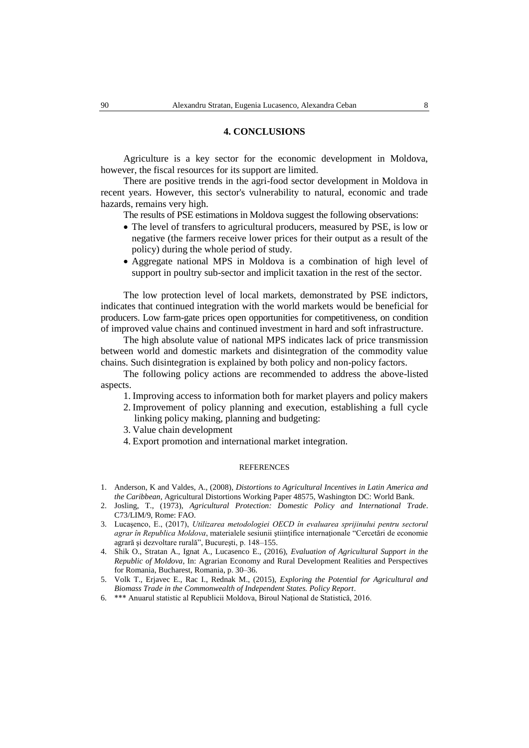## 4. CONCLUSIONS

Agriculture is a key sector for the economic development in Moldova, however, the fiscal resources for its support are limited.

There are positive trends in the agri-food sector development in Moldova in recent years. However, this sector's vulnerability to natural, economic and trade hazards, remains very high.

The results of PSE estimations in Moldova suggest the following observations:

- The level of transfers to agricultural producers, measured by PSE, is low or negative (the farmers receive lower prices for their output as a result of the policy) during the whole period of study.
- Aggregate national MPS in Moldova is a combination of high level of support in poultry sub-sector and implicit taxation in the rest of the sector.

The low protection level of local markets, demonstrated by PSE indictors, indicates that continued integration with the world markets would be beneficial for producers. Low farm-gate prices open opportunities for competitiveness, on condition of improved value chains and continued investment in hard and soft infrastructure.

The high absolute value of national MPS indicates lack of price transmission between world and domestic markets and disintegration of the commodity value chains. Such disintegration is explained by both policy and non-policy factors.

The following policy actions are recommended to address the above-listed aspects.

1. Improving access to information both for market players and policy makers
2. Improvement of policy planning and execution, establishing a full cycle linking policy making, planning and budgeting:
3. Value chain development
4. Export promotion and international market integration.

### REFERENCES

1. Anderson, K and Valdes, A., (2008), *Distortions to Agricultural Incentives in Latin America and the Caribbean*, Agricultural Distortions Working Paper 48575, Washington DC: World Bank.
2. Josling, T., (1973), *Agricultural Protection: Domestic Policy and International Trade*. C73/LIM/9, Rome: FAO.
3. Lucașenco, E., (2017), *Utilizarea metodologiei OECD în evaluarea sprijinului pentru sectorul agrar în Republica Moldova*, materialele sesiunii științifice internaționale "Cercetări de economie agrară şi dezvoltare rurală", Bucureşti, p. 148–155.
4. Shik O., Stratan A., Ignat A., Lucasenco E., (2016), *Evaluation of Agricultural Support in the Republic of Moldova*, In: Agrarian Economy and Rural Development Realities and Perspectives for Romania, Bucharest, Romania, p. 30–36.
5. Volk T., Erjavec E., Rac I., Rednak M., (2015), *Exploring the Potential for Agricultural and Biomass Trade in the Commonwealth of Independent States. Policy Report*.
6. *** Anuarul statistic al Republicii Moldova, Biroul Național de Statistică, 2016.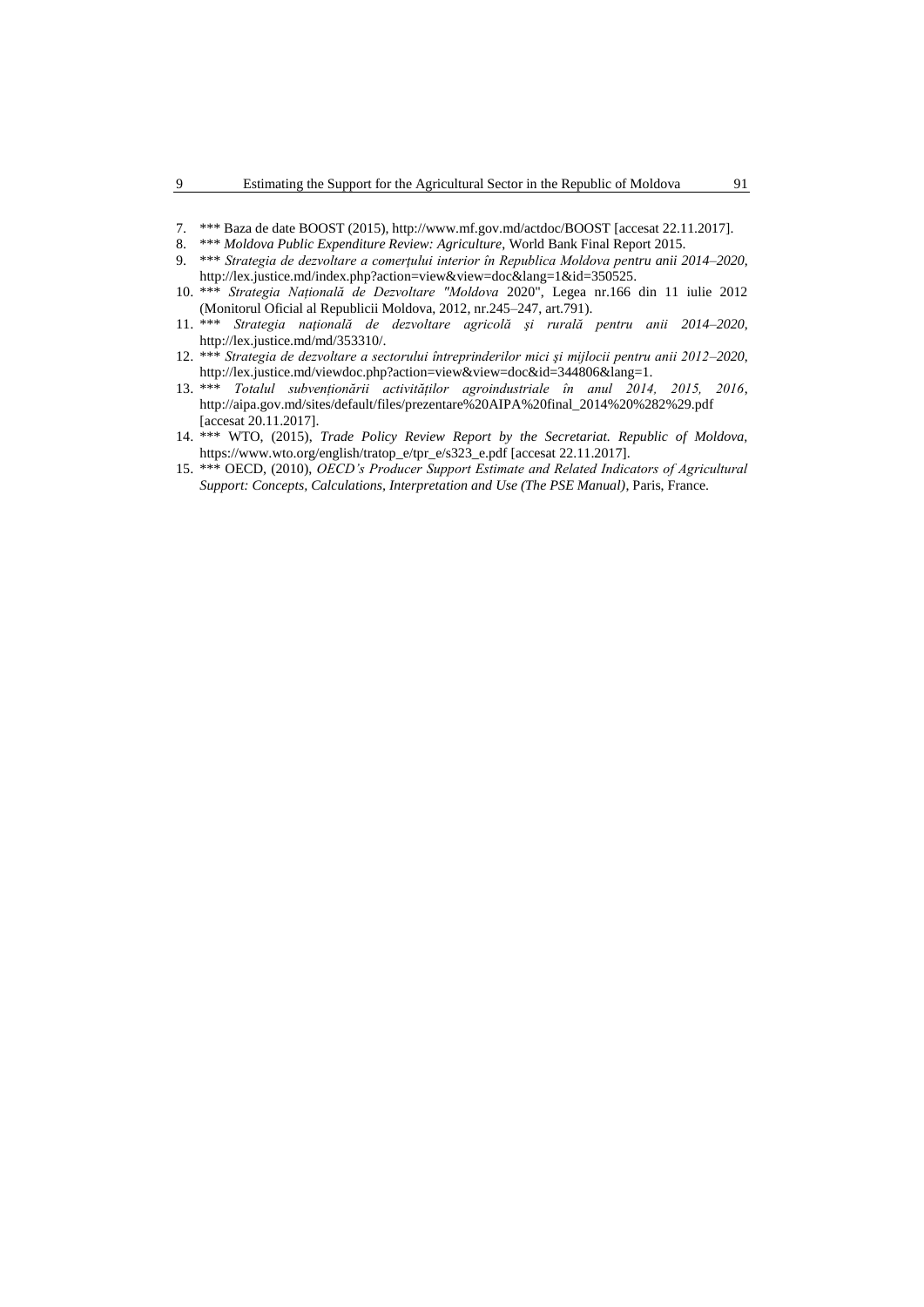7. *** Baza de date BOOST (2015), http://www.mf.gov.md/actdoc/BOOST [accesat 22.11.2017].
8. *** *Moldova Public Expenditure Review: Agriculture*, World Bank Final Report 2015.
9. *** *Strategia de dezvoltare a comerţului interior în Republica Moldova pentru anii 2014–2020*, http://lex.justice.md/index.php?action=view&view=doc&lang=1&id=350525.
10. *** *Strategia Naţională de Dezvoltare "Moldova* 2020", Legea nr.166 din 11 iulie 2012 (Monitorul Oficial al Republicii Moldova, 2012, nr.245–247, art.791).
11. *** *Strategia naţională de dezvoltare agricolă şi rurală pentru anii 2014–2020*, http://lex.justice.md/md/353310/.
12. *** *Strategia de dezvoltare a sectorului întreprinderilor mici şi mijlocii pentru anii 2012–2020*, http://lex.justice.md/viewdoc.php?action=view&view=doc&id=344806&lang=1.
13. *** *Totalul subvenţionării activităţilor agroindustriale în anul 2014, 2015, 2016*, http://aipa.gov.md/sites/default/files/prezentare%20AIPA%20final_2014%20%282%29.pdf [accesat 20.11.2017].
14. *** WTO, (2015), *Trade Policy Review Report by the Secretariat. Republic of Moldova*, https://www.wto.org/english/tratop_e/tpr_e/s323_e.pdf [accesat 22.11.2017].
15. *** OECD, (2010), *OECD's Producer Support Estimate and Related Indicators of Agricultural Support: Concepts, Calculations, Interpretation and Use (The PSE Manual)*, Paris, France.